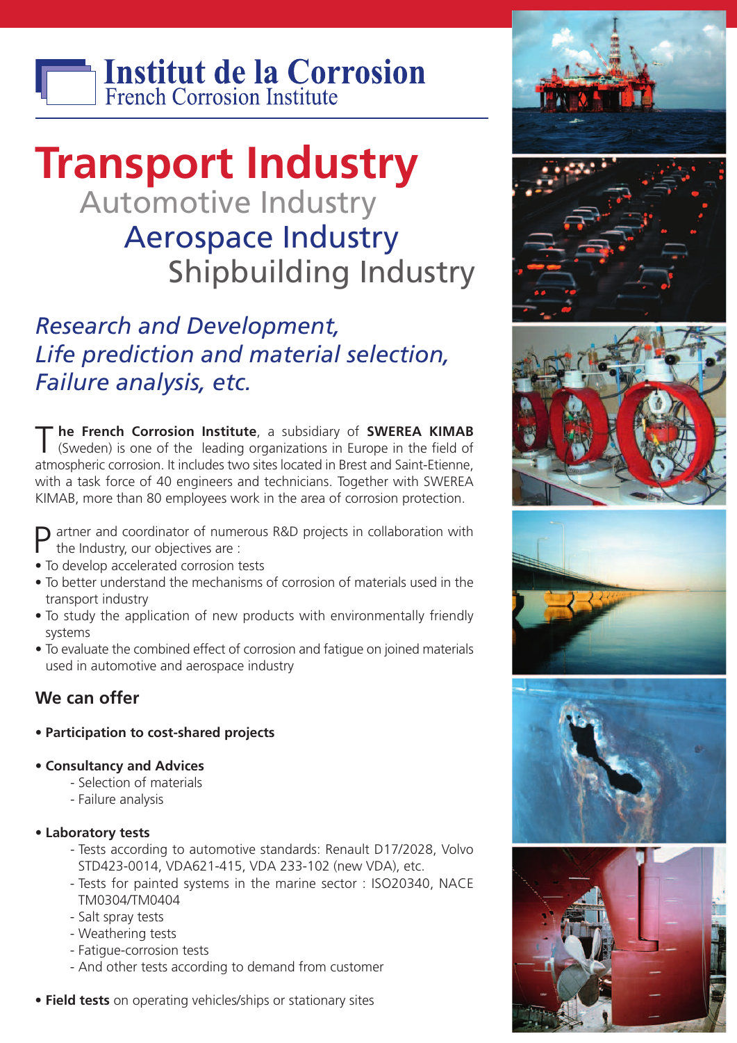**Institut de la Corrosion**
French Corrosion Institute

# Transport Industry

## Automotive Industry
## Aerospace Industry
## Shipbuilding Industry

*Research and Development,*
*Life prediction and material selection,*
*Failure analysis, etc.*

**The French Corrosion Institute**, a subsidiary of **SWEREA KIMAB** (Sweden) is one of the leading organizations in Europe in the field of atmospheric corrosion. It includes two sites located in Brest and Saint-Etienne, with a task force of 40 engineers and technicians. Together with SWEREA KIMAB, more than 80 employees work in the area of corrosion protection.

Partner and coordinator of numerous R&D projects in collaboration with the Industry, our objectives are :

- To develop accelerated corrosion tests
- To better understand the mechanisms of corrosion of materials used in the transport industry
- To study the application of new products with environmentally friendly systems
- To evaluate the combined effect of corrosion and fatigue on joined materials used in automotive and aerospace industry

## We can offer

- **Participation to cost-shared projects**

- **Consultancy and Advices**
  - Selection of materials
  - Failure analysis

- **Laboratory tests**
  - Tests according to automotive standards: Renault D17/2028, Volvo STD423-0014, VDA621-415, VDA 233-102 (new VDA), etc.
  - Tests for painted systems in the marine sector : ISO20340, NACE TM0304/TM0404
  - Salt spray tests
  - Weathering tests
  - Fatigue-corrosion tests
  - And other tests according to demand from customer

- **Field tests** on operating vehicles/ships or stationary sites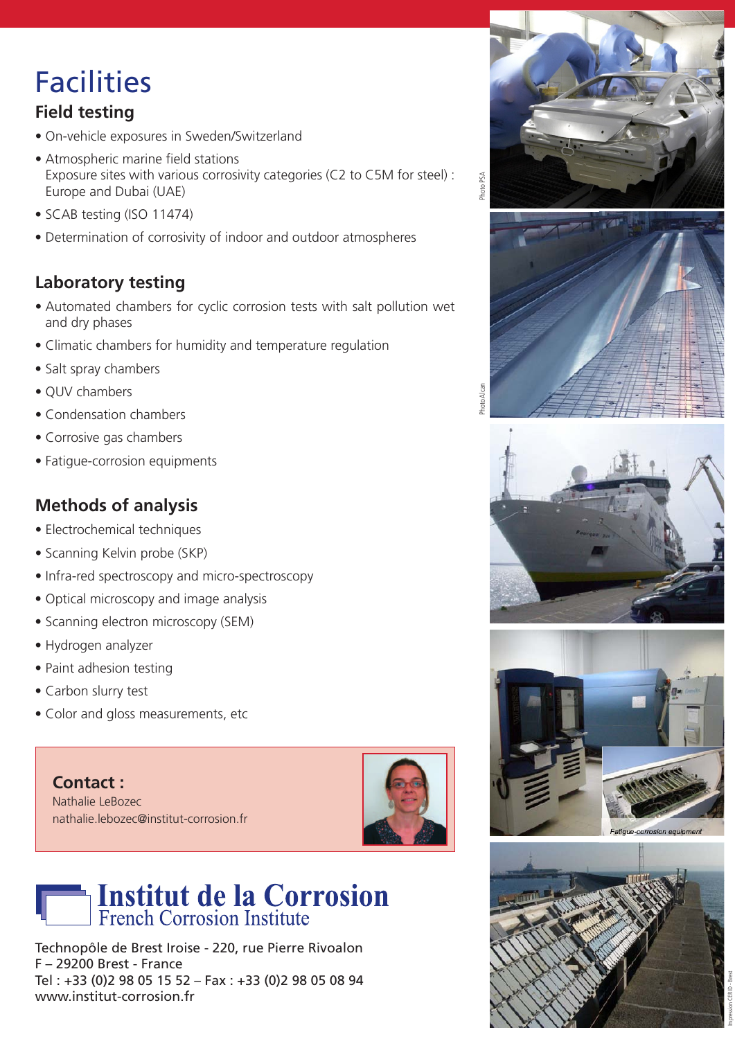# Facilities

## Field testing

- On-vehicle exposures in Sweden/Switzerland
- Atmospheric marine field stations
  Exposure sites with various corrosivity categories (C2 to C5M for steel) : Europe and Dubai (UAE)
- SCAB testing (ISO 11474)
- Determination of corrosivity of indoor and outdoor atmospheres

## Laboratory testing

- Automated chambers for cyclic corrosion tests with salt pollution wet and dry phases
- Climatic chambers for humidity and temperature regulation
- Salt spray chambers
- QUV chambers
- Condensation chambers
- Corrosive gas chambers
- Fatigue-corrosion equipments

## Methods of analysis

- Electrochemical techniques
- Scanning Kelvin probe (SKP)
- Infra-red spectroscopy and micro-spectroscopy
- Optical microscopy and image analysis
- Scanning electron microscopy (SEM)
- Hydrogen analyzer
- Paint adhesion testing
- Carbon slurry test
- Color and gloss measurements, etc

**Contact :**
Nathalie LeBozec
nathalie.lebozec@institut-corrosion.fr

**Institut de la Corrosion**
French Corrosion Institute

Technopôle de Brest Iroise - 220, rue Pierre Rivoalon
F – 29200 Brest - France
Tel : +33 (0)2 98 05 15 52 – Fax : +33 (0)2 98 05 08 94
www.institut-corrosion.fr

Photo PSA

Photo Alcan

Fatigue-corrosion equipment

Impression CERID - Brest